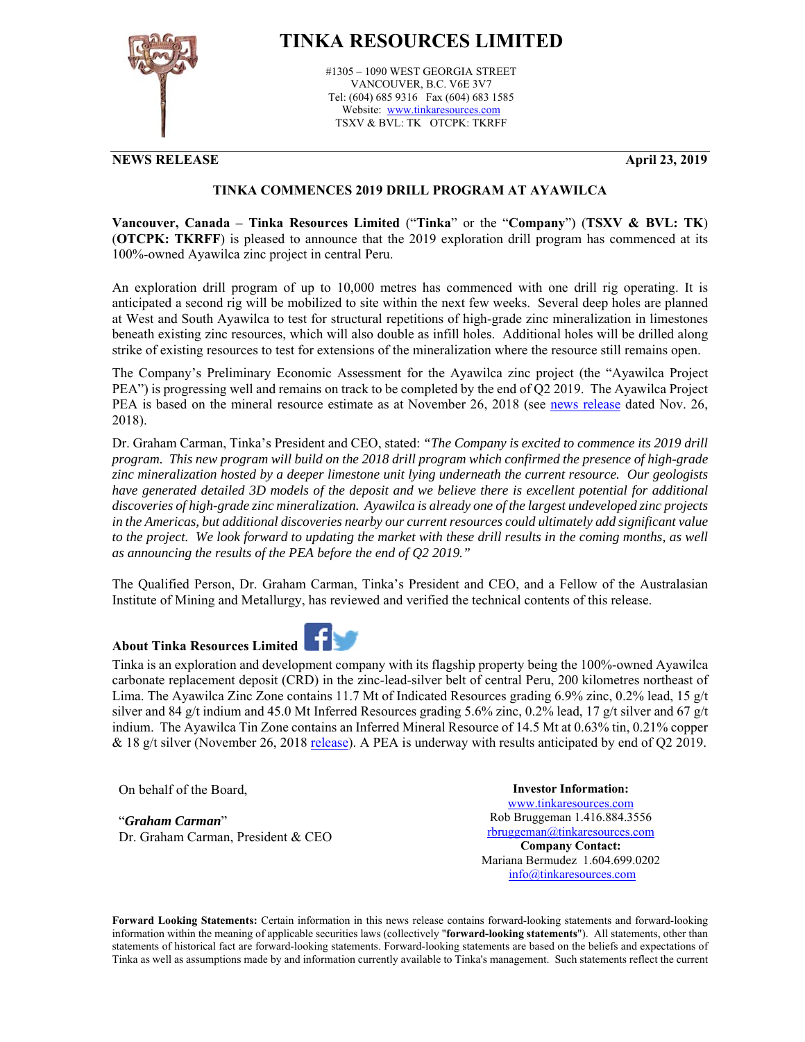# TINKA RESOURCES LIMITED

#1305 – 1090 WEST GEORGIA STREET
VANCOUVER, B.C. V6E 3V7
Tel: (604) 685 9316 Fax (604) 683 1585
Website: www.tinkaresources.com
TSXV & BVL: TK OTCPK: TKRFF

**NEWS RELEASE** **April 23, 2019**

## TINKA COMMENCES 2019 DRILL PROGRAM AT AYAWILCA

**Vancouver, Canada – Tinka Resources Limited** ("**Tinka**" or the "**Company**") (**TSXV & BVL: TK**) (**OTCPK: TKRFF**) is pleased to announce that the 2019 exploration drill program has commenced at its 100%-owned Ayawilca zinc project in central Peru.

An exploration drill program of up to 10,000 metres has commenced with one drill rig operating. It is anticipated a second rig will be mobilized to site within the next few weeks. Several deep holes are planned at West and South Ayawilca to test for structural repetitions of high-grade zinc mineralization in limestones beneath existing zinc resources, which will also double as infill holes. Additional holes will be drilled along strike of existing resources to test for extensions of the mineralization where the resource still remains open.

The Company's Preliminary Economic Assessment for the Ayawilca zinc project (the "Ayawilca Project PEA") is progressing well and remains on track to be completed by the end of Q2 2019. The Ayawilca Project PEA is based on the mineral resource estimate as at November 26, 2018 (see news release dated Nov. 26, 2018).

Dr. Graham Carman, Tinka's President and CEO, stated: *"The Company is excited to commence its 2019 drill program. This new program will build on the 2018 drill program which confirmed the presence of high-grade zinc mineralization hosted by a deeper limestone unit lying underneath the current resource. Our geologists have generated detailed 3D models of the deposit and we believe there is excellent potential for additional discoveries of high-grade zinc mineralization. Ayawilca is already one of the largest undeveloped zinc projects in the Americas, but additional discoveries nearby our current resources could ultimately add significant value to the project. We look forward to updating the market with these drill results in the coming months, as well as announcing the results of the PEA before the end of Q2 2019."*

The Qualified Person, Dr. Graham Carman, Tinka's President and CEO, and a Fellow of the Australasian Institute of Mining and Metallurgy, has reviewed and verified the technical contents of this release.

### About Tinka Resources Limited

Tinka is an exploration and development company with its flagship property being the 100%-owned Ayawilca carbonate replacement deposit (CRD) in the zinc-lead-silver belt of central Peru, 200 kilometres northeast of Lima. The Ayawilca Zinc Zone contains 11.7 Mt of Indicated Resources grading 6.9% zinc, 0.2% lead, 15 g/t silver and 84 g/t indium and 45.0 Mt Inferred Resources grading 5.6% zinc, 0.2% lead, 17 g/t silver and 67 g/t indium. The Ayawilca Tin Zone contains an Inferred Mineral Resource of 14.5 Mt at 0.63% tin, 0.21% copper & 18 g/t silver (November 26, 2018 release). A PEA is underway with results anticipated by end of Q2 2019.

On behalf of the Board,

"***Graham Carman***"
Dr. Graham Carman, President & CEO

**Investor Information:**
www.tinkaresources.com
Rob Bruggeman 1.416.884.3556
rbruggeman@tinkaresources.com
**Company Contact:**
Mariana Bermudez 1.604.699.0202
info@tinkaresources.com

**Forward Looking Statements:** Certain information in this news release contains forward-looking statements and forward-looking information within the meaning of applicable securities laws (collectively "**forward-looking statements**"). All statements, other than statements of historical fact are forward-looking statements. Forward-looking statements are based on the beliefs and expectations of Tinka as well as assumptions made by and information currently available to Tinka's management. Such statements reflect the current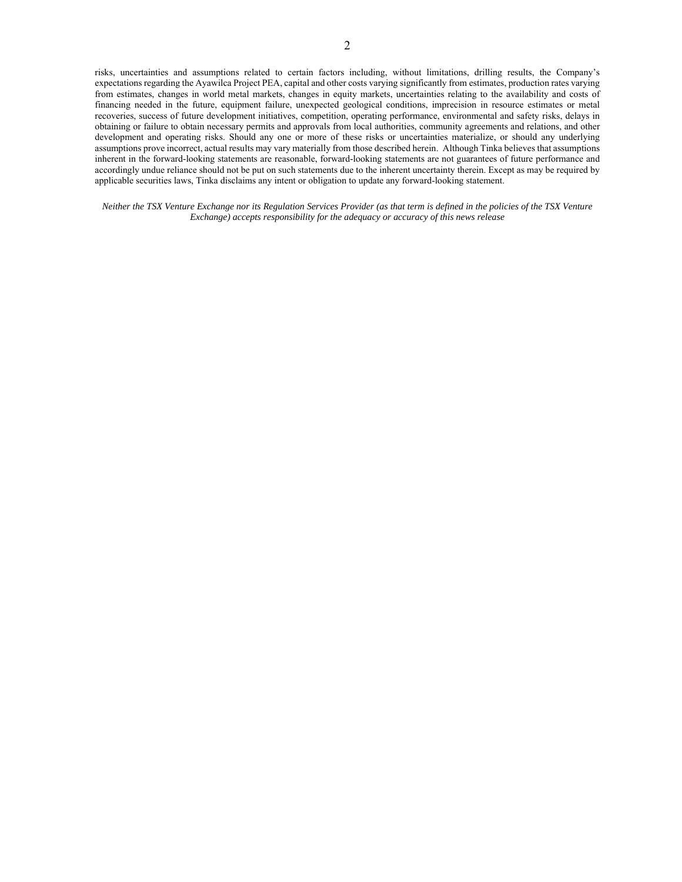risks, uncertainties and assumptions related to certain factors including, without limitations, drilling results, the Company's expectations regarding the Ayawilca Project PEA, capital and other costs varying significantly from estimates, production rates varying from estimates, changes in world metal markets, changes in equity markets, uncertainties relating to the availability and costs of financing needed in the future, equipment failure, unexpected geological conditions, imprecision in resource estimates or metal recoveries, success of future development initiatives, competition, operating performance, environmental and safety risks, delays in obtaining or failure to obtain necessary permits and approvals from local authorities, community agreements and relations, and other development and operating risks. Should any one or more of these risks or uncertainties materialize, or should any underlying assumptions prove incorrect, actual results may vary materially from those described herein. Although Tinka believes that assumptions inherent in the forward-looking statements are reasonable, forward-looking statements are not guarantees of future performance and accordingly undue reliance should not be put on such statements due to the inherent uncertainty therein. Except as may be required by applicable securities laws, Tinka disclaims any intent or obligation to update any forward-looking statement.

*Neither the TSX Venture Exchange nor its Regulation Services Provider (as that term is defined in the policies of the TSX Venture Exchange) accepts responsibility for the adequacy or accuracy of this news release*